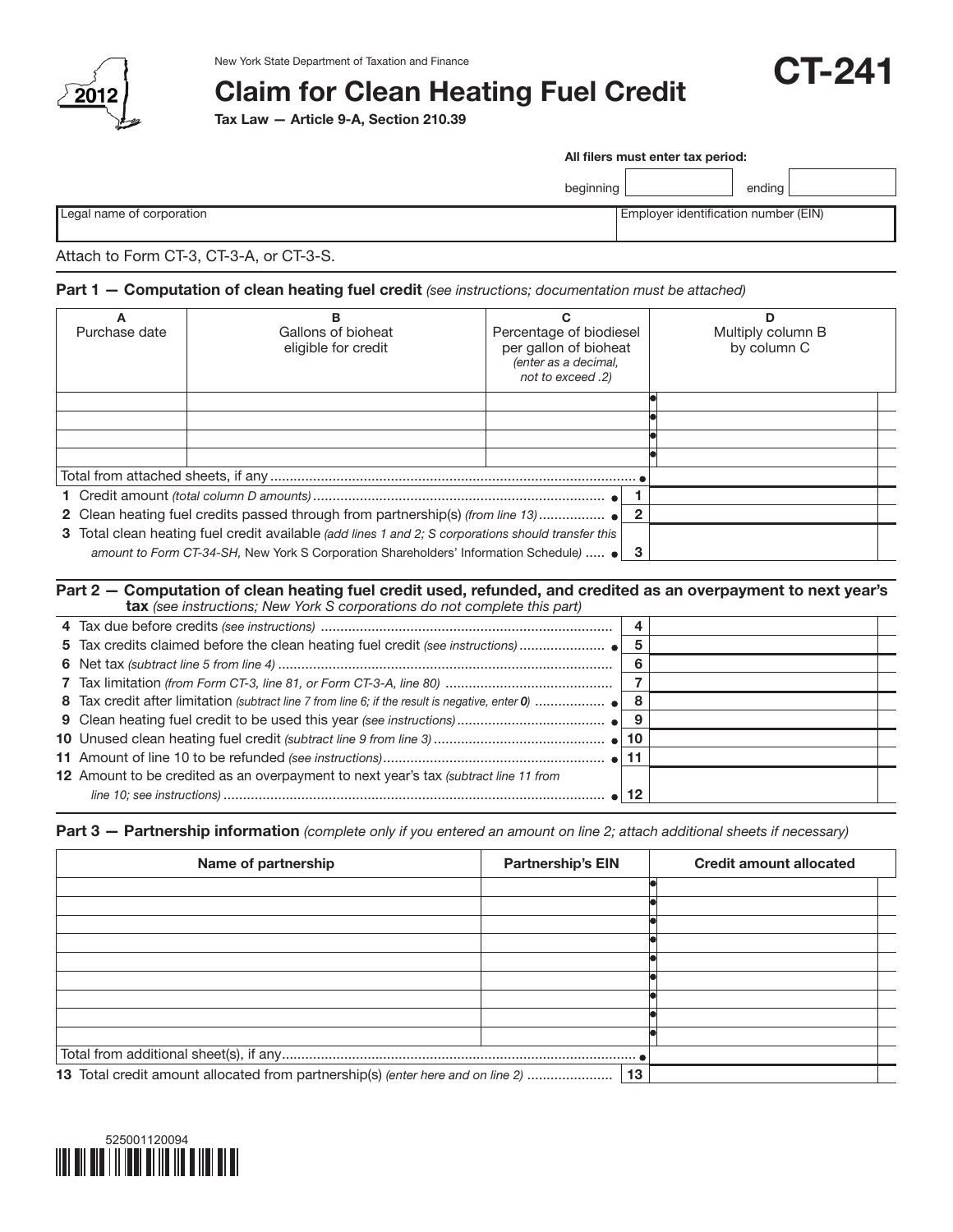New York State Department of Taxation and Finance

2012

# Claim for Clean Heating Fuel Credit

# CT-241

**Tax Law — Article 9-A, Section 210.39**

**All filers must enter tax period:**

beginning ______ ending ______

| Legal name of corporation | Employer identification number (EIN) |
|---|---|
| | |

Attach to Form CT-3, CT-3-A, or CT-3-S.

## Part 1 — Computation of clean heating fuel credit *(see instructions; documentation must be attached)*

| A Purchase date | B Gallons of bioheat eligible for credit | C Percentage of biodiesel per gallon of bioheat *(enter as a decimal, not to exceed .2)* | D Multiply column B by column C |
|---|---|---|---|
| | | | |
| | | | |
| | | | |
| | | | |
| Total from attached sheets, if any | | | |

| | | |
|---|---|---|
| **1** Credit amount *(total column D amounts)* | 1 | |
| **2** Clean heating fuel credits passed through from partnership(s) *(from line 13)* | 2 | |
| **3** Total clean heating fuel credit available *(add lines 1 and 2; S corporations should transfer this amount to Form CT-34-SH,* New York S Corporation Shareholders' Information Schedule*)* | 3 | |

## Part 2 — Computation of clean heating fuel credit used, refunded, and credited as an overpayment to next year's tax *(see instructions; New York S corporations do not complete this part)*

| | | |
|---|---|---|
| **4** Tax due before credits *(see instructions)* | 4 | |
| **5** Tax credits claimed before the clean heating fuel credit *(see instructions)* | 5 | |
| **6** Net tax *(subtract line 5 from line 4)* | 6 | |
| **7** Tax limitation *(from Form CT-3, line 81, or Form CT-3-A, line 80)* | 7 | |
| **8** Tax credit after limitation *(subtract line 7 from line 6; if the result is negative, enter* ***0****)* | 8 | |
| **9** Clean heating fuel credit to be used this year *(see instructions)* | 9 | |
| **10** Unused clean heating fuel credit *(subtract line 9 from line 3)* | 10 | |
| **11** Amount of line 10 to be refunded *(see instructions)* | 11 | |
| **12** Amount to be credited as an overpayment to next year's tax *(subtract line 11 from line 10; see instructions)* | 12 | |

## Part 3 — Partnership information *(complete only if you entered an amount on line 2; attach additional sheets if necessary)*

| Name of partnership | Partnership's EIN | Credit amount allocated |
|---|---|---|
| | | |
| | | |
| | | |
| | | |
| | | |
| | | |
| | | |
| | | |
| | | |
| Total from additional sheet(s), if any | | |
| **13** Total credit amount allocated from partnership(s) *(enter here and on line 2)* | 13 | |

525001120094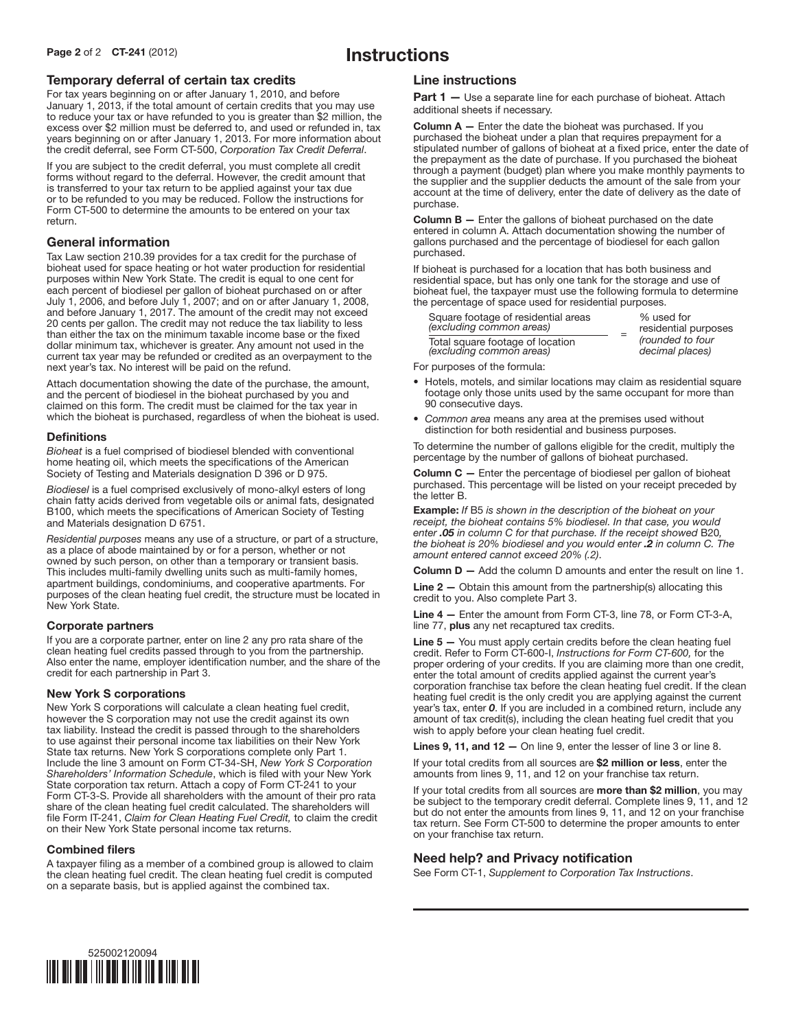# Instructions

## Temporary deferral of certain tax credits

For tax years beginning on or after January 1, 2010, and before January 1, 2013, if the total amount of certain credits that you may use to reduce your tax or have refunded to you is greater than $2 million, the excess over $2 million must be deferred to, and used or refunded in, tax years beginning on or after January 1, 2013. For more information about the credit deferral, see Form CT-500, *Corporation Tax Credit Deferral*.

If you are subject to the credit deferral, you must complete all credit forms without regard to the deferral. However, the credit amount that is transferred to your tax return to be applied against your tax due or to be refunded to you may be reduced. Follow the instructions for Form CT-500 to determine the amounts to be entered on your tax return.

## General information

Tax Law section 210.39 provides for a tax credit for the purchase of bioheat used for space heating or hot water production for residential purposes within New York State. The credit is equal to one cent for each percent of biodiesel per gallon of bioheat purchased on or after July 1, 2006, and before July 1, 2007; and on or after January 1, 2008, and before January 1, 2017. The amount of the credit may not exceed 20 cents per gallon. The credit may not reduce the tax liability to less than either the tax on the minimum taxable income base or the fixed dollar minimum tax, whichever is greater. Any amount not used in the current tax year may be refunded or credited as an overpayment to the next year's tax. No interest will be paid on the refund.

Attach documentation showing the date of the purchase, the amount, and the percent of biodiesel in the bioheat purchased by you and claimed on this form. The credit must be claimed for the tax year in which the bioheat is purchased, regardless of when the bioheat is used.

### Definitions

*Bioheat* is a fuel comprised of biodiesel blended with conventional home heating oil, which meets the specifications of the American Society of Testing and Materials designation D 396 or D 975.

*Biodiesel* is a fuel comprised exclusively of mono-alkyl esters of long chain fatty acids derived from vegetable oils or animal fats, designated B100, which meets the specifications of American Society of Testing and Materials designation D 6751.

*Residential purposes* means any use of a structure, or part of a structure, as a place of abode maintained by or for a person, whether or not owned by such person, on other than a temporary or transient basis. This includes multi-family dwelling units such as multi-family homes, apartment buildings, condominiums, and cooperative apartments. For purposes of the clean heating fuel credit, the structure must be located in New York State.

### Corporate partners

If you are a corporate partner, enter on line 2 any pro rata share of the clean heating fuel credits passed through to you from the partnership. Also enter the name, employer identification number, and the share of the credit for each partnership in Part 3.

### New York S corporations

New York S corporations will calculate a clean heating fuel credit, however the S corporation may not use the credit against its own tax liability. Instead the credit is passed through to the shareholders to use against their personal income tax liabilities on their New York State tax returns. New York S corporations complete only Part 1. Include the line 3 amount on Form CT-34-SH, *New York S Corporation Shareholders' Information Schedule*, which is filed with your New York State corporation tax return. Attach a copy of Form CT-241 to your Form CT-3-S. Provide all shareholders with the amount of their pro rata share of the clean heating fuel credit calculated. The shareholders will file Form IT-241, *Claim for Clean Heating Fuel Credit,* to claim the credit on their New York State personal income tax returns.

### Combined filers

A taxpayer filing as a member of a combined group is allowed to claim the clean heating fuel credit. The clean heating fuel credit is computed on a separate basis, but is applied against the combined tax.

## Line instructions

**Part 1 —** Use a separate line for each purchase of bioheat. Attach additional sheets if necessary.

**Column A —** Enter the date the bioheat was purchased. If you purchased the bioheat under a plan that requires prepayment for a stipulated number of gallons of bioheat at a fixed price, enter the date of the prepayment as the date of purchase. If you purchased the bioheat through a payment (budget) plan where you make monthly payments to the supplier and the supplier deducts the amount of the sale from your account at the time of delivery, enter the date of delivery as the date of purchase.

**Column B —** Enter the gallons of bioheat purchased on the date entered in column A. Attach documentation showing the number of gallons purchased and the percentage of biodiesel for each gallon purchased.

If bioheat is purchased for a location that has both business and residential space, but has only one tank for the storage and use of bioheat fuel, the taxpayer must use the following formula to determine the percentage of space used for residential purposes.

$$\frac{\text{Square footage of residential areas } \textit{(excluding common areas)}}{\text{Total square footage of location } \textit{(excluding common areas)}} = \text{\% used for residential purposes } \textit{(rounded to four decimal places)}$$

For purposes of the formula:

- Hotels, motels, and similar locations may claim as residential square footage only those units used by the same occupant for more than 90 consecutive days.
- *Common area* means any area at the premises used without distinction for both residential and business purposes.

To determine the number of gallons eligible for the credit, multiply the percentage by the number of gallons of bioheat purchased.

**Column C —** Enter the percentage of biodiesel per gallon of bioheat purchased. This percentage will be listed on your receipt preceded by the letter B.

**Example:** *If* B5 *is shown in the description of the bioheat on your receipt, the bioheat contains 5% biodiesel. In that case, you would enter* ***.05*** *in column C for that purchase. If the receipt showed* B20*, the bioheat is 20% biodiesel and you would enter* ***.2*** *in column C. The amount entered cannot exceed 20% (.2).*

**Column D —** Add the column D amounts and enter the result on line 1.

**Line 2 —** Obtain this amount from the partnership(s) allocating this credit to you. Also complete Part 3.

**Line 4 —** Enter the amount from Form CT-3, line 78, or Form CT-3-A, line 77, **plus** any net recaptured tax credits.

**Line 5 —** You must apply certain credits before the clean heating fuel credit. Refer to Form CT-600-I, *Instructions for Form CT-600,* for the proper ordering of your credits. If you are claiming more than one credit, enter the total amount of credits applied against the current year's corporation franchise tax before the clean heating fuel credit. If the clean heating fuel credit is the only credit you are applying against the current year's tax, enter ***0***. If you are included in a combined return, include any amount of tax credit(s), including the clean heating fuel credit that you wish to apply before your clean heating fuel credit.

**Lines 9, 11, and 12 —** On line 9, enter the lesser of line 3 or line 8.

If your total credits from all sources are **$2 million or less**, enter the amounts from lines 9, 11, and 12 on your franchise tax return.

If your total credits from all sources are **more than $2 million**, you may be subject to the temporary credit deferral. Complete lines 9, 11, and 12 but do not enter the amounts from lines 9, 11, and 12 on your franchise tax return. See Form CT-500 to determine the proper amounts to enter on your franchise tax return.

## Need help? and Privacy notification

See Form CT-1, *Supplement to Corporation Tax Instructions*.

525002120094